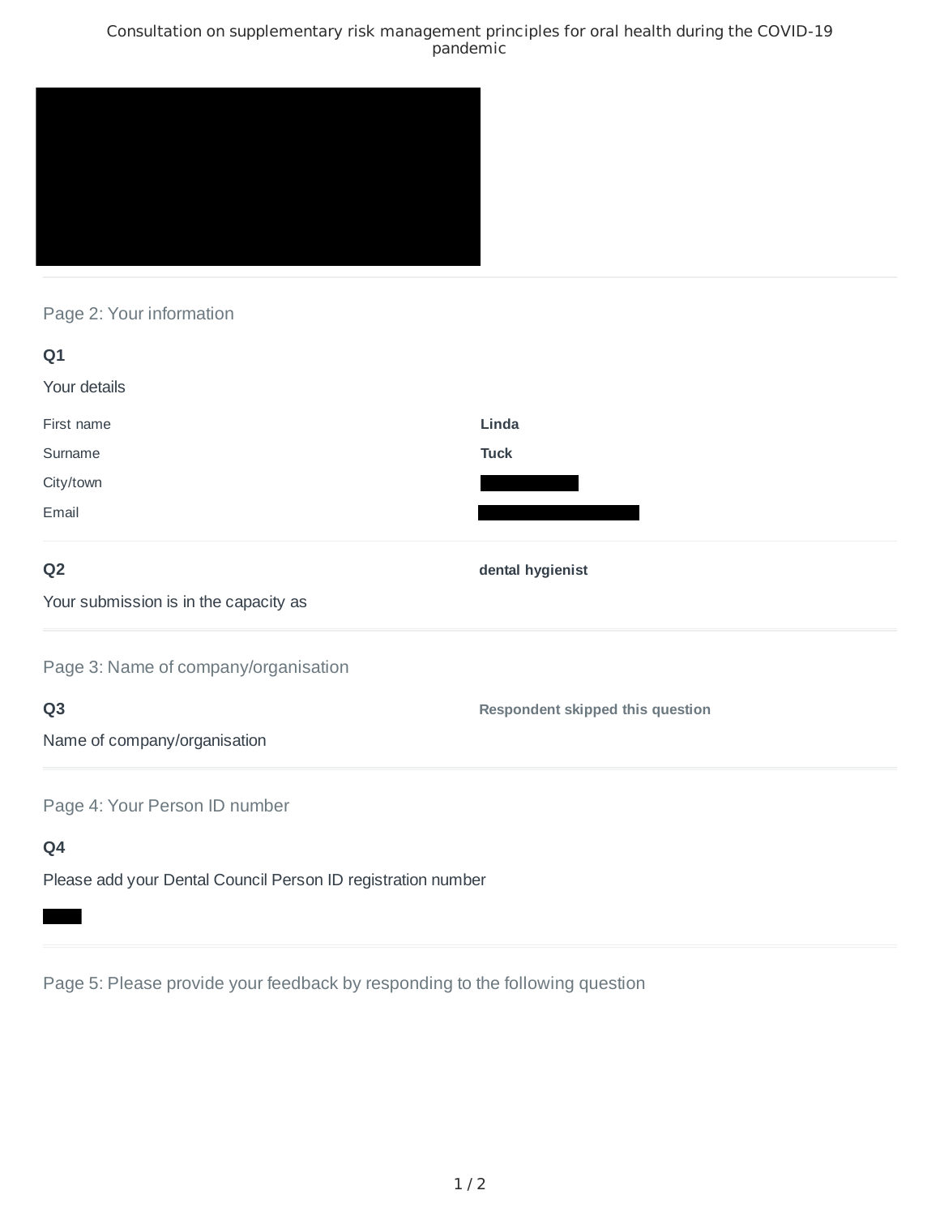Consultation on supplementary risk management principles for oral health during the COVID-19 pandemic

## Page 2: Your information

**Q1**

Your details

| | |
|---|---|
| First name | **Linda** |
| Surname | **Tuck** |
| City/town | |
| Email | |

**Q2**

Your submission is in the capacity as

**dental hygienist**

## Page 3: Name of company/organisation

**Q3**

Name of company/organisation

**Respondent skipped this question**

## Page 4: Your Person ID number

**Q4**

Please add your Dental Council Person ID registration number

## Page 5: Please provide your feedback by responding to the following question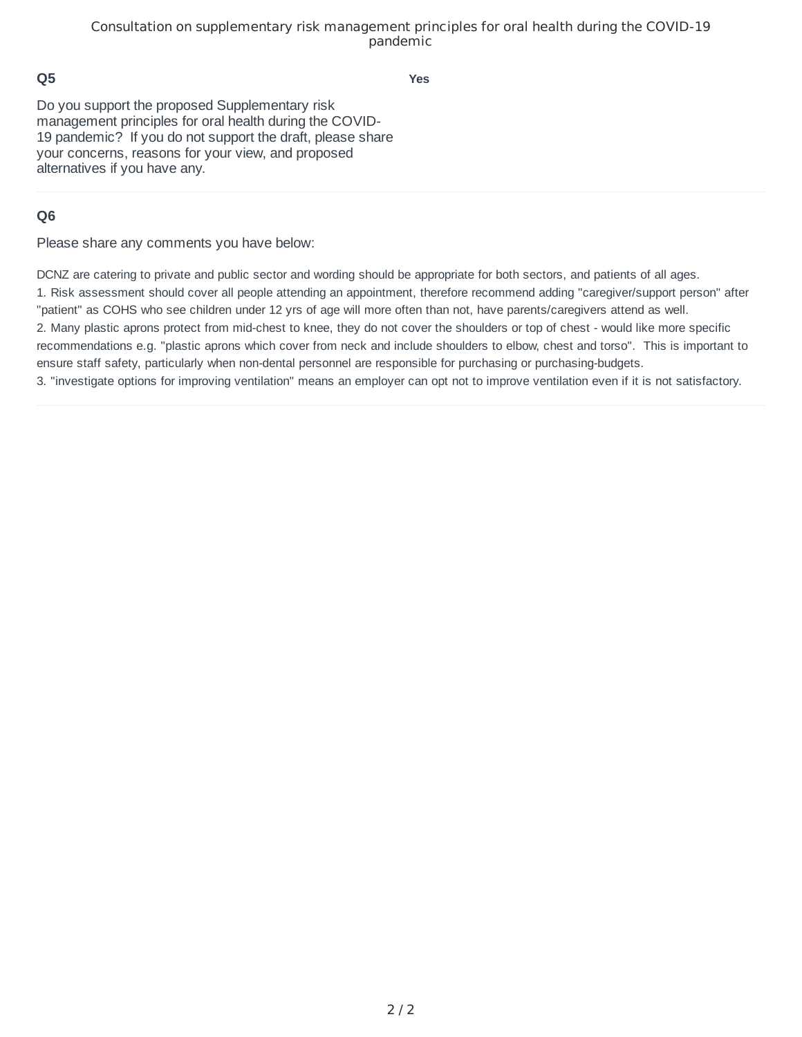**Q5**

Do you support the proposed Supplementary risk management principles for oral health during the COVID-19 pandemic? If you do not support the draft, please share your concerns, reasons for your view, and proposed alternatives if you have any.

**Yes**

**Q6**

Please share any comments you have below:

DCNZ are catering to private and public sector and wording should be appropriate for both sectors, and patients of all ages.
1. Risk assessment should cover all people attending an appointment, therefore recommend adding "caregiver/support person" after "patient" as COHS who see children under 12 yrs of age will more often than not, have parents/caregivers attend as well.
2. Many plastic aprons protect from mid-chest to knee, they do not cover the shoulders or top of chest - would like more specific recommendations e.g. "plastic aprons which cover from neck and include shoulders to elbow, chest and torso". This is important to ensure staff safety, particularly when non-dental personnel are responsible for purchasing or purchasing-budgets.
3. "investigate options for improving ventilation" means an employer can opt not to improve ventilation even if it is not satisfactory.